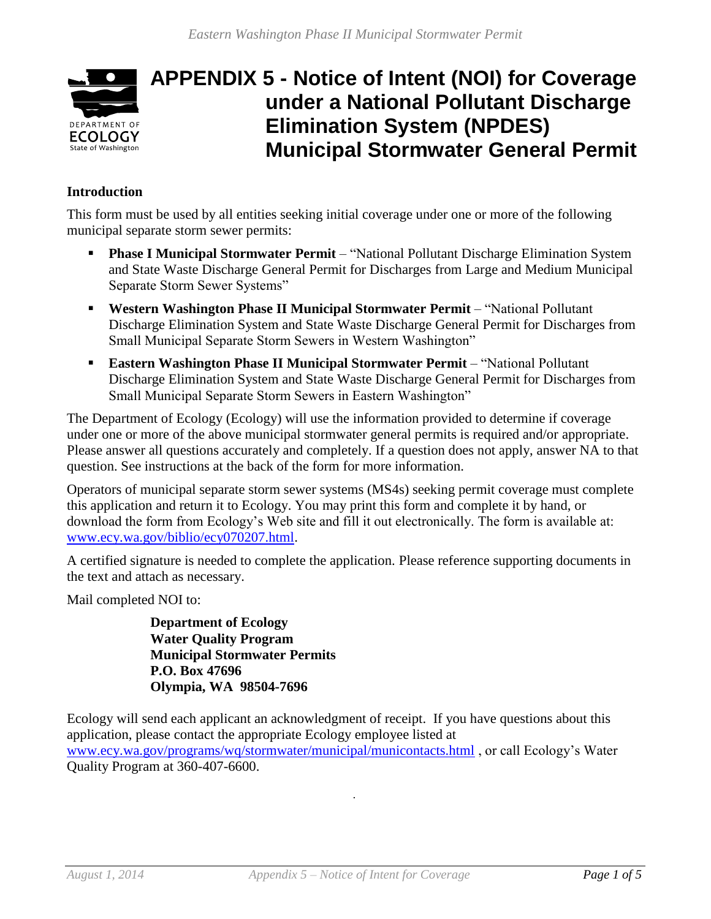# APPENDIX 5 - Notice of Intent (NOI) for Coverage under a National Pollutant Discharge Elimination System (NPDES) Municipal Stormwater General Permit

**Introduction**

This form must be used by all entities seeking initial coverage under one or more of the following municipal separate storm sewer permits:

- **Phase I Municipal Stormwater Permit** – "National Pollutant Discharge Elimination System and State Waste Discharge General Permit for Discharges from Large and Medium Municipal Separate Storm Sewer Systems"
- **Western Washington Phase II Municipal Stormwater Permit** – "National Pollutant Discharge Elimination System and State Waste Discharge General Permit for Discharges from Small Municipal Separate Storm Sewers in Western Washington"
- **Eastern Washington Phase II Municipal Stormwater Permit** – "National Pollutant Discharge Elimination System and State Waste Discharge General Permit for Discharges from Small Municipal Separate Storm Sewers in Eastern Washington"

The Department of Ecology (Ecology) will use the information provided to determine if coverage under one or more of the above municipal stormwater general permits is required and/or appropriate. Please answer all questions accurately and completely. If a question does not apply, answer NA to that question. See instructions at the back of the form for more information.

Operators of municipal separate storm sewer systems (MS4s) seeking permit coverage must complete this application and return it to Ecology. You may print this form and complete it by hand, or download the form from Ecology's Web site and fill it out electronically. The form is available at: www.ecy.wa.gov/biblio/ecy070207.html.

A certified signature is needed to complete the application. Please reference supporting documents in the text and attach as necessary.

Mail completed NOI to:

**Department of Ecology**
**Water Quality Program**
**Municipal Stormwater Permits**
**P.O. Box 47696**
**Olympia, WA 98504-7696**

Ecology will send each applicant an acknowledgment of receipt. If you have questions about this application, please contact the appropriate Ecology employee listed at www.ecy.wa.gov/programs/wq/stormwater/municipal/municontacts.html , or call Ecology's Water Quality Program at 360-407-6600.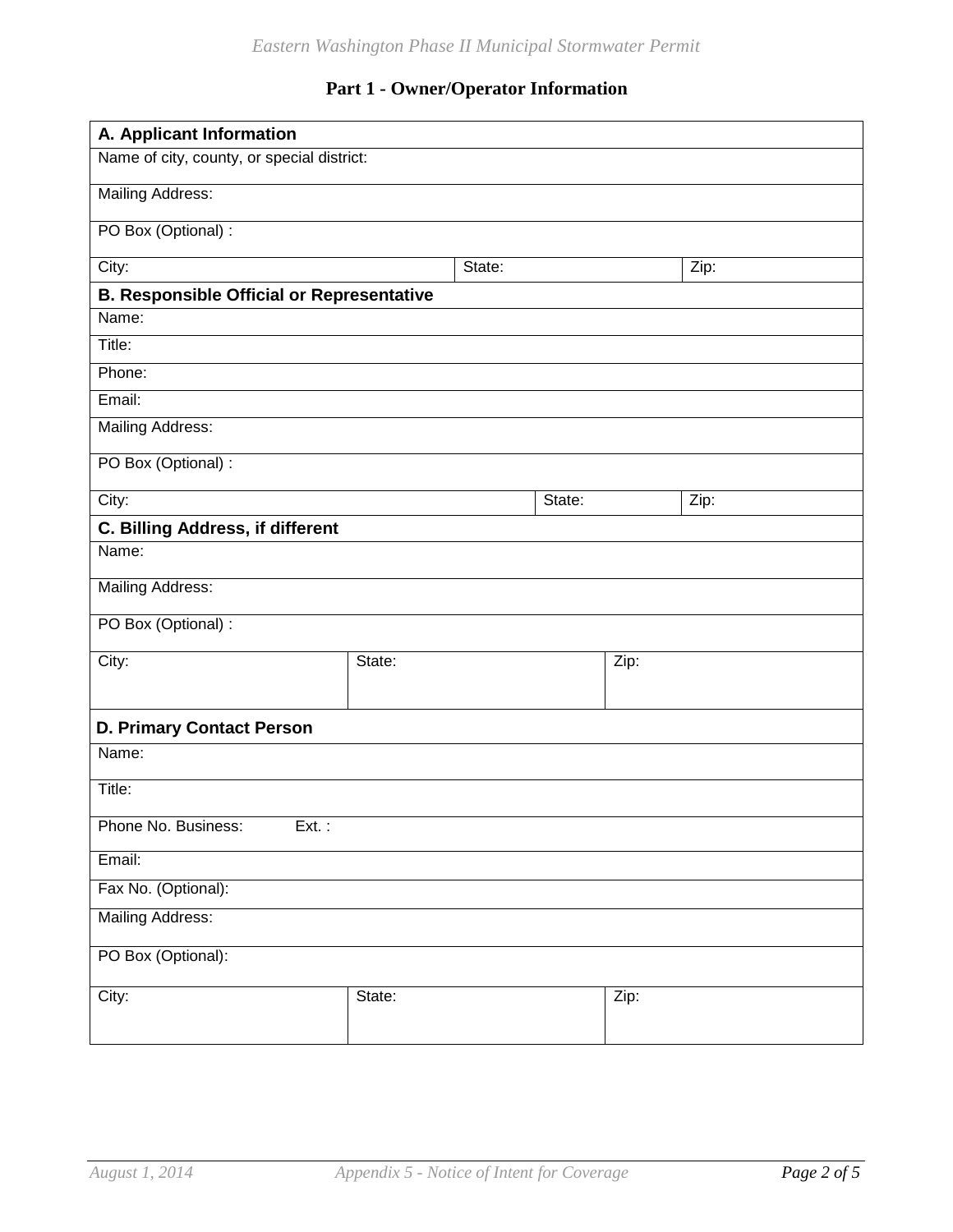## Part 1 - Owner/Operator Information

| A. Applicant Information | | |
|---|---|---|
| Name of city, county, or special district: | | |
| Mailing Address: | | |
| PO Box (Optional) : | | |
| City: | State: | Zip: |

| B. Responsible Official or Representative | | |
|---|---|---|
| Name: | | |
| Title: | | |
| Phone: | | |
| Email: | | |
| Mailing Address: | | |
| PO Box (Optional) : | | |
| City: | State: | Zip: |

| C. Billing Address, if different | | |
|---|---|---|
| Name: | | |
| Mailing Address: | | |
| PO Box (Optional) : | | |
| City: | State: | Zip: |

| D. Primary Contact Person | | |
|---|---|---|
| Name: | | |
| Title: | | |
| Phone No. Business: Ext. : | | |
| Email: | | |
| Fax No. (Optional): | | |
| Mailing Address: | | |
| PO Box (Optional): | | |
| City: | State: | Zip: |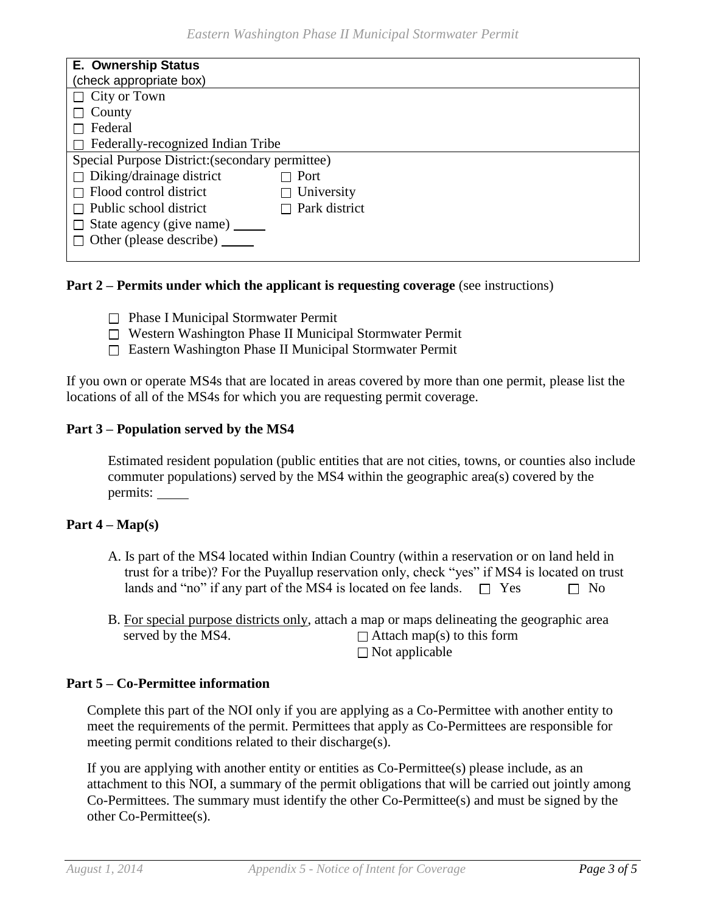| **E. Ownership Status** (check appropriate box) | |
|---|---|
| ☐ City or Town | |
| ☐ County | |
| ☐ Federal | |
| ☐ Federally-recognized Indian Tribe | |
| Special Purpose District:(secondary permittee) | |
| ☐ Diking/drainage district | ☐ Port |
| ☐ Flood control district | ☐ University |
| ☐ Public school district | ☐ Park district |
| ☐ State agency (give name) _____ | |
| ☐ Other (please describe) _____ | |

**Part 2 – Permits under which the applicant is requesting coverage** (see instructions)

- ☐ Phase I Municipal Stormwater Permit
- ☐ Western Washington Phase II Municipal Stormwater Permit
- ☐ Eastern Washington Phase II Municipal Stormwater Permit

If you own or operate MS4s that are located in areas covered by more than one permit, please list the locations of all of the MS4s for which you are requesting permit coverage.

**Part 3 – Population served by the MS4**

Estimated resident population (public entities that are not cities, towns, or counties also include commuter populations) served by the MS4 within the geographic area(s) covered by the permits: _____

**Part 4 – Map(s)**

A. Is part of the MS4 located within Indian Country (within a reservation or on land held in trust for a tribe)? For the Puyallup reservation only, check "yes" if MS4 is located on trust lands and "no" if any part of the MS4 is located on fee lands. ☐ Yes ☐ No

B. For special purpose districts only, attach a map or maps delineating the geographic area served by the MS4.
☐ Attach map(s) to this form
☐ Not applicable

**Part 5 – Co-Permittee information**

Complete this part of the NOI only if you are applying as a Co-Permittee with another entity to meet the requirements of the permit. Permittees that apply as Co-Permittees are responsible for meeting permit conditions related to their discharge(s).

If you are applying with another entity or entities as Co-Permittee(s) please include, as an attachment to this NOI, a summary of the permit obligations that will be carried out jointly among Co-Permittees. The summary must identify the other Co-Permittee(s) and must be signed by the other Co-Permittee(s).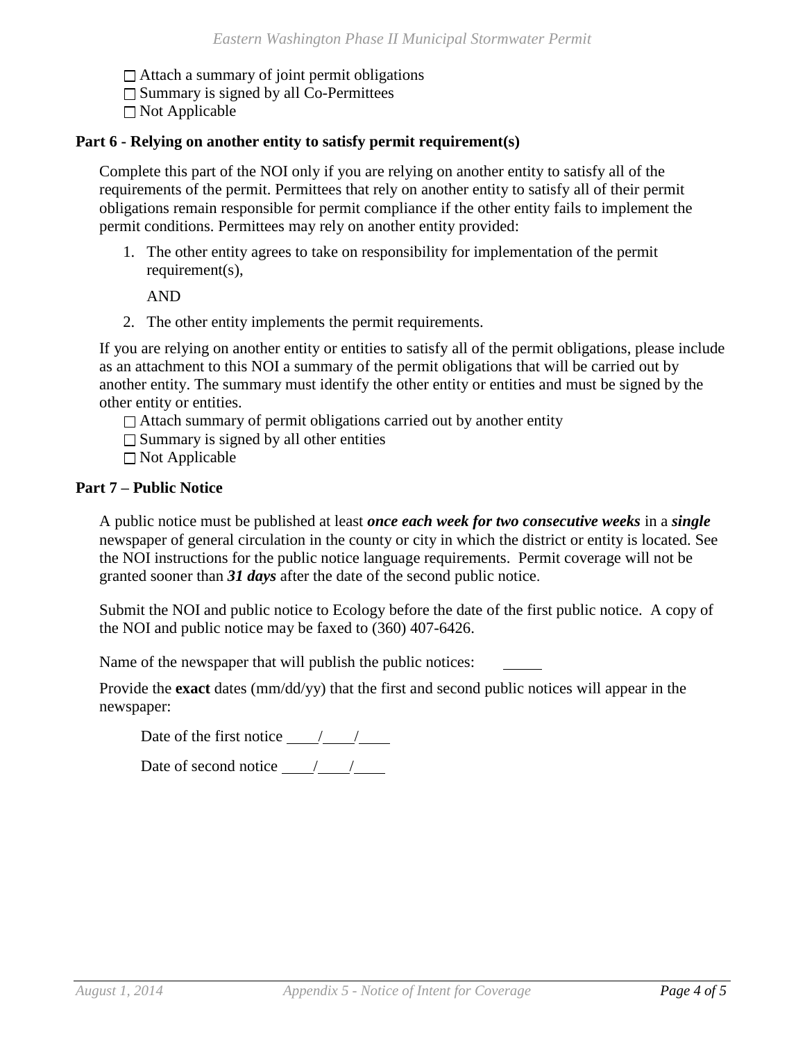☐ Attach a summary of joint permit obligations
☐ Summary is signed by all Co-Permittees
☐ Not Applicable

### Part 6 - Relying on another entity to satisfy permit requirement(s)

Complete this part of the NOI only if you are relying on another entity to satisfy all of the requirements of the permit. Permittees that rely on another entity to satisfy all of their permit obligations remain responsible for permit compliance if the other entity fails to implement the permit conditions. Permittees may rely on another entity provided:

1. The other entity agrees to take on responsibility for implementation of the permit requirement(s),

   AND

2. The other entity implements the permit requirements.

If you are relying on another entity or entities to satisfy all of the permit obligations, please include as an attachment to this NOI a summary of the permit obligations that will be carried out by another entity. The summary must identify the other entity or entities and must be signed by the other entity or entities.

☐ Attach summary of permit obligations carried out by another entity
☐ Summary is signed by all other entities
☐ Not Applicable

### Part 7 – Public Notice

A public notice must be published at least ***once each week for two consecutive weeks*** in a ***single*** newspaper of general circulation in the county or city in which the district or entity is located. See the NOI instructions for the public notice language requirements. Permit coverage will not be granted sooner than ***31 days*** after the date of the second public notice.

Submit the NOI and public notice to Ecology before the date of the first public notice. A copy of the NOI and public notice may be faxed to (360) 407-6426.

Name of the newspaper that will publish the public notices: _____

Provide the **exact** dates (mm/dd/yy) that the first and second public notices will appear in the newspaper:

Date of the first notice ____/____/____

Date of second notice ____/____/____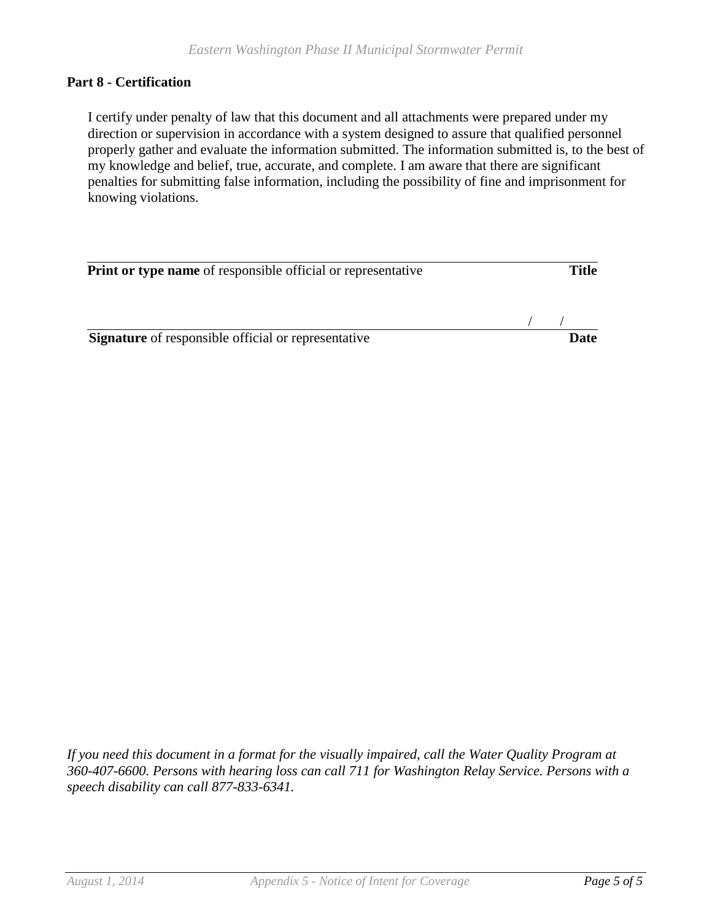## Part 8 - Certification

I certify under penalty of law that this document and all attachments were prepared under my direction or supervision in accordance with a system designed to assure that qualified personnel properly gather and evaluate the information submitted. The information submitted is, to the best of my knowledge and belief, true, accurate, and complete. I am aware that there are significant penalties for submitting false information, including the possibility of fine and imprisonment for knowing violations.

______________________________________________________________________

**Print or type name** of responsible official or representative **Title**

______________________________________________________________________ / /

**Signature** of responsible official or representative **Date**

*If you need this document in a format for the visually impaired, call the Water Quality Program at 360-407-6600. Persons with hearing loss can call 711 for Washington Relay Service. Persons with a speech disability can call 877-833-6341.*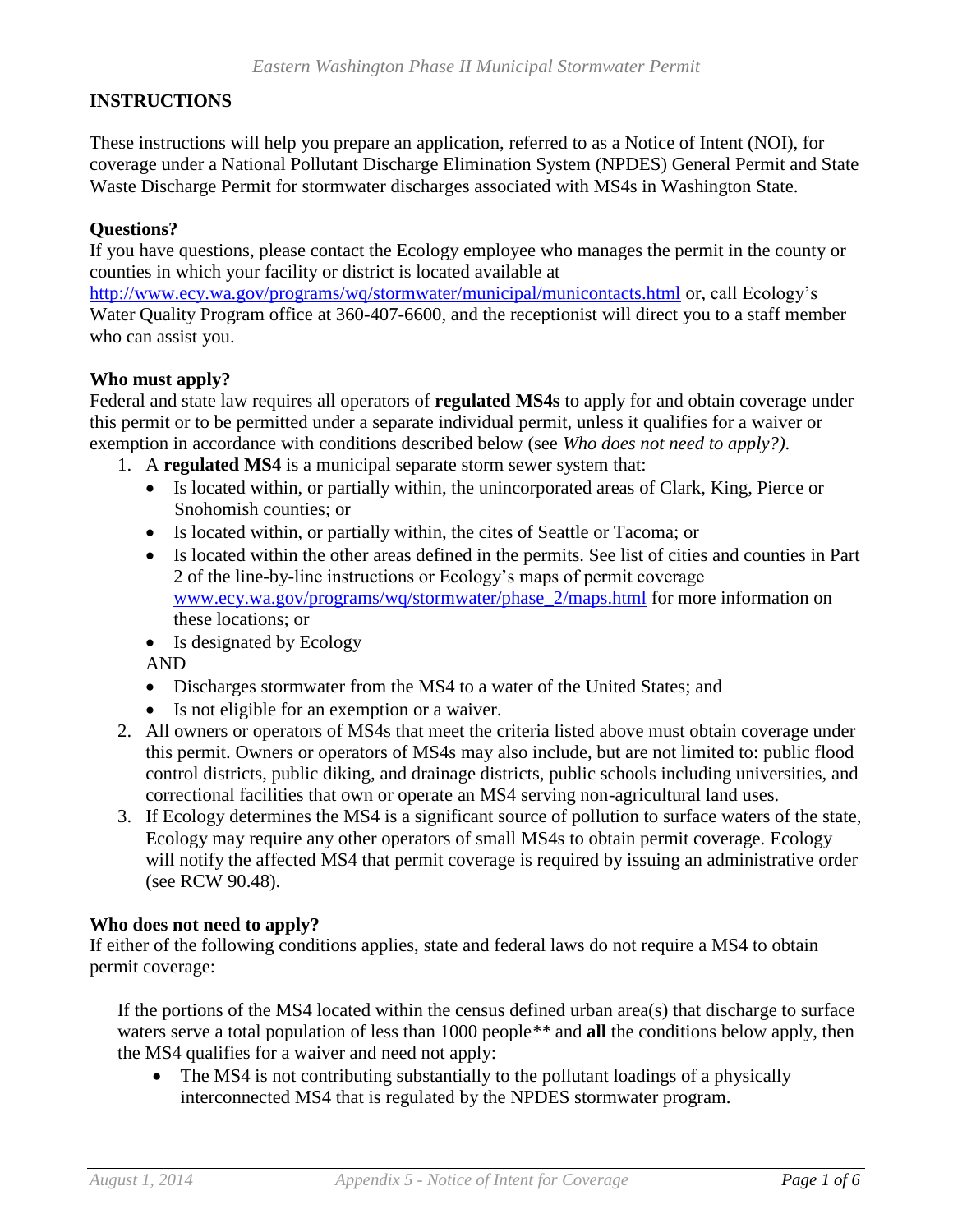## INSTRUCTIONS

These instructions will help you prepare an application, referred to as a Notice of Intent (NOI), for coverage under a National Pollutant Discharge Elimination System (NPDES) General Permit and State Waste Discharge Permit for stormwater discharges associated with MS4s in Washington State.

### Questions?

If you have questions, please contact the Ecology employee who manages the permit in the county or counties in which your facility or district is located available at http://www.ecy.wa.gov/programs/wq/stormwater/municipal/municontacts.html or, call Ecology's Water Quality Program office at 360-407-6600, and the receptionist will direct you to a staff member who can assist you.

### Who must apply?

Federal and state law requires all operators of **regulated MS4s** to apply for and obtain coverage under this permit or to be permitted under a separate individual permit, unless it qualifies for a waiver or exemption in accordance with conditions described below (see *Who does not need to apply?).*

1. A **regulated MS4** is a municipal separate storm sewer system that:
   - Is located within, or partially within, the unincorporated areas of Clark, King, Pierce or Snohomish counties; or
   - Is located within, or partially within, the cites of Seattle or Tacoma; or
   - Is located within the other areas defined in the permits. See list of cities and counties in Part 2 of the line-by-line instructions or Ecology's maps of permit coverage www.ecy.wa.gov/programs/wq/stormwater/phase_2/maps.html for more information on these locations; or
   - Is designated by Ecology

   AND
   - Discharges stormwater from the MS4 to a water of the United States; and
   - Is not eligible for an exemption or a waiver.
2. All owners or operators of MS4s that meet the criteria listed above must obtain coverage under this permit. Owners or operators of MS4s may also include, but are not limited to: public flood control districts, public diking, and drainage districts, public schools including universities, and correctional facilities that own or operate an MS4 serving non-agricultural land uses.
3. If Ecology determines the MS4 is a significant source of pollution to surface waters of the state, Ecology may require any other operators of small MS4s to obtain permit coverage. Ecology will notify the affected MS4 that permit coverage is required by issuing an administrative order (see RCW 90.48).

### Who does not need to apply?

If either of the following conditions applies, state and federal laws do not require a MS4 to obtain permit coverage:

If the portions of the MS4 located within the census defined urban area(s) that discharge to surface waters serve a total population of less than 1000 people** and **all** the conditions below apply, then the MS4 qualifies for a waiver and need not apply:

- The MS4 is not contributing substantially to the pollutant loadings of a physically interconnected MS4 that is regulated by the NPDES stormwater program.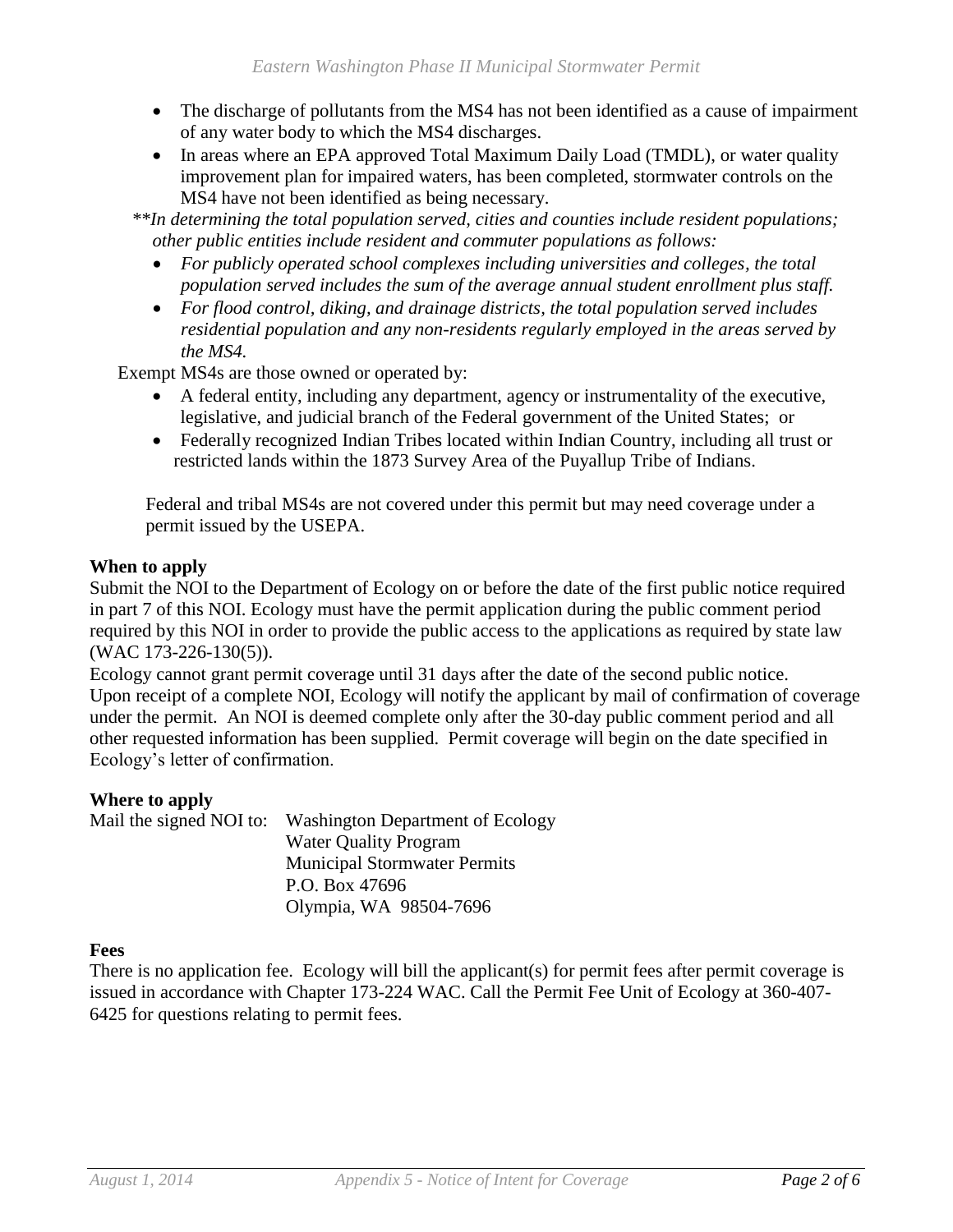- The discharge of pollutants from the MS4 has not been identified as a cause of impairment of any water body to which the MS4 discharges.
- In areas where an EPA approved Total Maximum Daily Load (TMDL), or water quality improvement plan for impaired waters, has been completed, stormwater controls on the MS4 have not been identified as being necessary.

*\*\*In determining the total population served, cities and counties include resident populations; other public entities include resident and commuter populations as follows:*

- *For publicly operated school complexes including universities and colleges, the total population served includes the sum of the average annual student enrollment plus staff.*
- *For flood control, diking, and drainage districts, the total population served includes residential population and any non-residents regularly employed in the areas served by the MS4.*

Exempt MS4s are those owned or operated by:

- A federal entity, including any department, agency or instrumentality of the executive, legislative, and judicial branch of the Federal government of the United States; or
- Federally recognized Indian Tribes located within Indian Country, including all trust or restricted lands within the 1873 Survey Area of the Puyallup Tribe of Indians.

Federal and tribal MS4s are not covered under this permit but may need coverage under a permit issued by the USEPA.

**When to apply**

Submit the NOI to the Department of Ecology on or before the date of the first public notice required in part 7 of this NOI. Ecology must have the permit application during the public comment period required by this NOI in order to provide the public access to the applications as required by state law (WAC 173-226-130(5)).

Ecology cannot grant permit coverage until 31 days after the date of the second public notice. Upon receipt of a complete NOI, Ecology will notify the applicant by mail of confirmation of coverage under the permit. An NOI is deemed complete only after the 30-day public comment period and all other requested information has been supplied. Permit coverage will begin on the date specified in Ecology's letter of confirmation.

**Where to apply**

Mail the signed NOI to: Washington Department of Ecology
Water Quality Program
Municipal Stormwater Permits
P.O. Box 47696
Olympia, WA 98504-7696

**Fees**

There is no application fee. Ecology will bill the applicant(s) for permit fees after permit coverage is issued in accordance with Chapter 173-224 WAC. Call the Permit Fee Unit of Ecology at 360-407-6425 for questions relating to permit fees.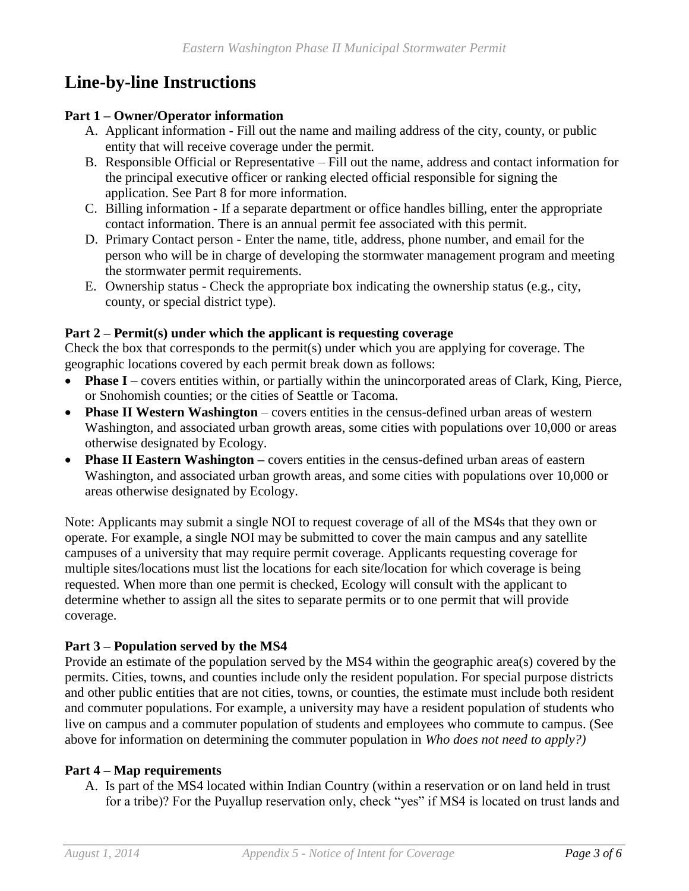# Line-by-line Instructions

**Part 1 – Owner/Operator information**

A. Applicant information - Fill out the name and mailing address of the city, county, or public entity that will receive coverage under the permit.
B. Responsible Official or Representative – Fill out the name, address and contact information for the principal executive officer or ranking elected official responsible for signing the application. See Part 8 for more information.
C. Billing information - If a separate department or office handles billing, enter the appropriate contact information. There is an annual permit fee associated with this permit.
D. Primary Contact person - Enter the name, title, address, phone number, and email for the person who will be in charge of developing the stormwater management program and meeting the stormwater permit requirements.
E. Ownership status - Check the appropriate box indicating the ownership status (e.g., city, county, or special district type).

**Part 2 – Permit(s) under which the applicant is requesting coverage**

Check the box that corresponds to the permit(s) under which you are applying for coverage. The geographic locations covered by each permit break down as follows:

- **Phase I** – covers entities within, or partially within the unincorporated areas of Clark, King, Pierce, or Snohomish counties; or the cities of Seattle or Tacoma.
- **Phase II Western Washington** – covers entities in the census-defined urban areas of western Washington, and associated urban growth areas, some cities with populations over 10,000 or areas otherwise designated by Ecology.
- **Phase II Eastern Washington –** covers entities in the census-defined urban areas of eastern Washington, and associated urban growth areas, and some cities with populations over 10,000 or areas otherwise designated by Ecology.

Note: Applicants may submit a single NOI to request coverage of all of the MS4s that they own or operate. For example, a single NOI may be submitted to cover the main campus and any satellite campuses of a university that may require permit coverage. Applicants requesting coverage for multiple sites/locations must list the locations for each site/location for which coverage is being requested. When more than one permit is checked, Ecology will consult with the applicant to determine whether to assign all the sites to separate permits or to one permit that will provide coverage.

**Part 3 – Population served by the MS4**

Provide an estimate of the population served by the MS4 within the geographic area(s) covered by the permits. Cities, towns, and counties include only the resident population. For special purpose districts and other public entities that are not cities, towns, or counties, the estimate must include both resident and commuter populations. For example, a university may have a resident population of students who live on campus and a commuter population of students and employees who commute to campus. (See above for information on determining the commuter population in *Who does not need to apply?)*

**Part 4 – Map requirements**

A. Is part of the MS4 located within Indian Country (within a reservation or on land held in trust for a tribe)? For the Puyallup reservation only, check "yes" if MS4 is located on trust lands and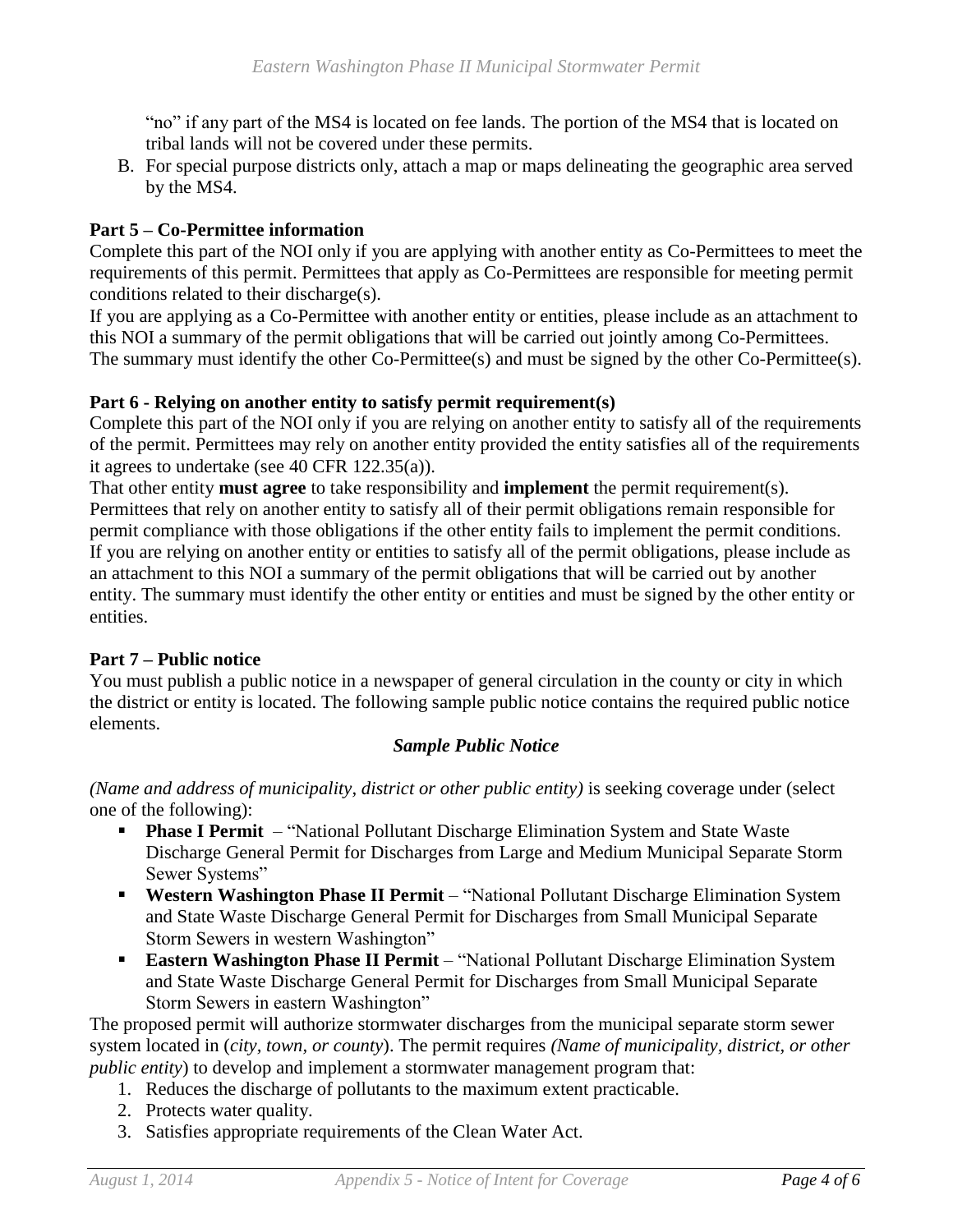"no" if any part of the MS4 is located on fee lands. The portion of the MS4 that is located on tribal lands will not be covered under these permits.

B. For special purpose districts only, attach a map or maps delineating the geographic area served by the MS4.

**Part 5 – Co-Permittee information**

Complete this part of the NOI only if you are applying with another entity as Co-Permittees to meet the requirements of this permit. Permittees that apply as Co-Permittees are responsible for meeting permit conditions related to their discharge(s).

If you are applying as a Co-Permittee with another entity or entities, please include as an attachment to this NOI a summary of the permit obligations that will be carried out jointly among Co-Permittees. The summary must identify the other Co-Permittee(s) and must be signed by the other Co-Permittee(s).

**Part 6 - Relying on another entity to satisfy permit requirement(s)**

Complete this part of the NOI only if you are relying on another entity to satisfy all of the requirements of the permit. Permittees may rely on another entity provided the entity satisfies all of the requirements it agrees to undertake (see 40 CFR 122.35(a)).

That other entity **must agree** to take responsibility and **implement** the permit requirement(s). Permittees that rely on another entity to satisfy all of their permit obligations remain responsible for permit compliance with those obligations if the other entity fails to implement the permit conditions. If you are relying on another entity or entities to satisfy all of the permit obligations, please include as an attachment to this NOI a summary of the permit obligations that will be carried out by another entity. The summary must identify the other entity or entities and must be signed by the other entity or entities.

**Part 7 – Public notice**

You must publish a public notice in a newspaper of general circulation in the county or city in which the district or entity is located. The following sample public notice contains the required public notice elements.

***Sample Public Notice***

*(Name and address of municipality, district or other public entity)* is seeking coverage under (select one of the following):

- **Phase I Permit** – "National Pollutant Discharge Elimination System and State Waste Discharge General Permit for Discharges from Large and Medium Municipal Separate Storm Sewer Systems"
- **Western Washington Phase II Permit** – "National Pollutant Discharge Elimination System and State Waste Discharge General Permit for Discharges from Small Municipal Separate Storm Sewers in western Washington"
- **Eastern Washington Phase II Permit** – "National Pollutant Discharge Elimination System and State Waste Discharge General Permit for Discharges from Small Municipal Separate Storm Sewers in eastern Washington"

The proposed permit will authorize stormwater discharges from the municipal separate storm sewer system located in (*city, town, or county*). The permit requires *(Name of municipality, district, or other public entity*) to develop and implement a stormwater management program that:

1. Reduces the discharge of pollutants to the maximum extent practicable.
2. Protects water quality.
3. Satisfies appropriate requirements of the Clean Water Act.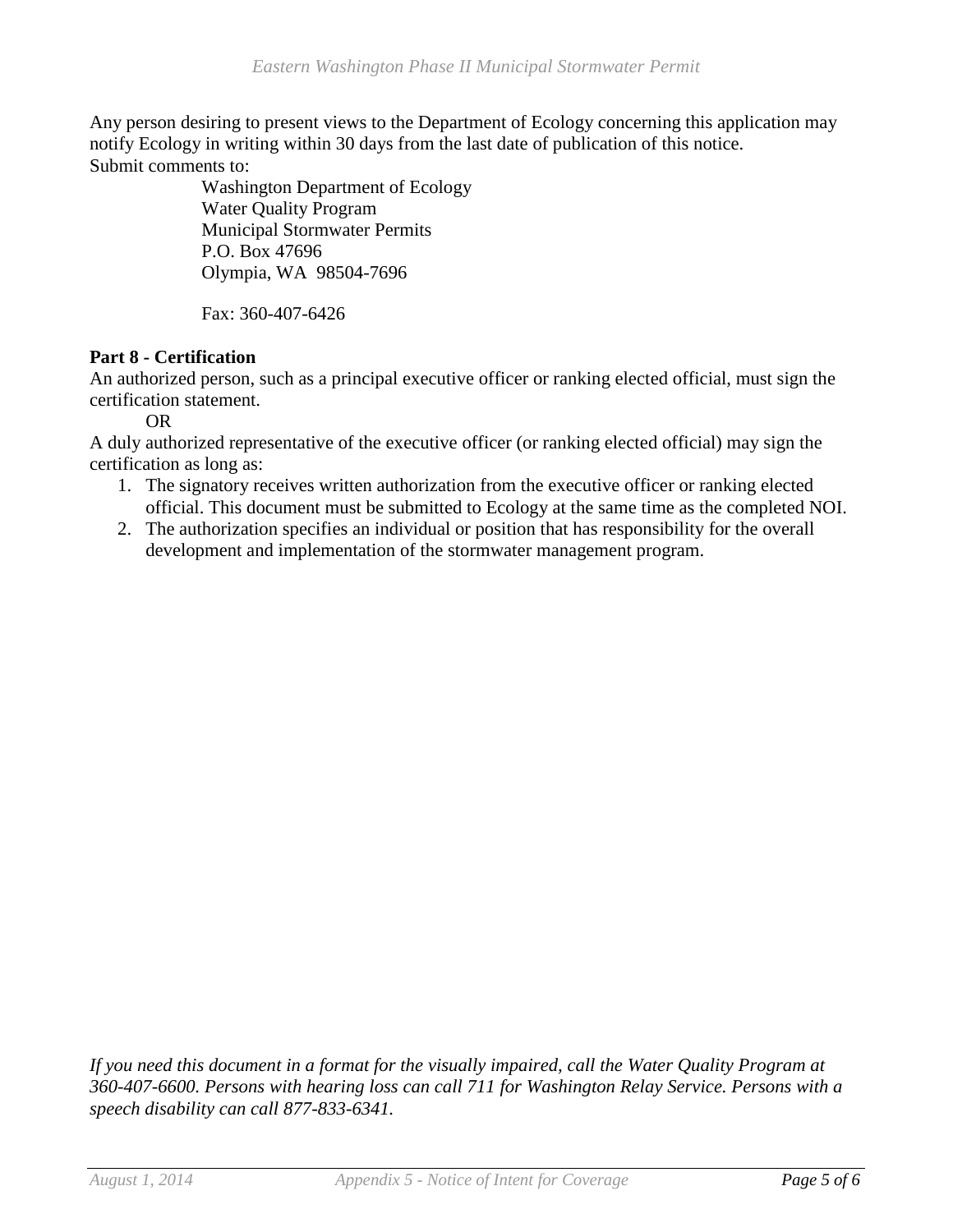Any person desiring to present views to the Department of Ecology concerning this application may notify Ecology in writing within 30 days from the last date of publication of this notice.
Submit comments to:

Washington Department of Ecology
Water Quality Program
Municipal Stormwater Permits
P.O. Box 47696
Olympia, WA 98504-7696

Fax: 360-407-6426

**Part 8 - Certification**

An authorized person, such as a principal executive officer or ranking elected official, must sign the certification statement.

OR

A duly authorized representative of the executive officer (or ranking elected official) may sign the certification as long as:

1. The signatory receives written authorization from the executive officer or ranking elected official. This document must be submitted to Ecology at the same time as the completed NOI.
2. The authorization specifies an individual or position that has responsibility for the overall development and implementation of the stormwater management program.

*If you need this document in a format for the visually impaired, call the Water Quality Program at 360-407-6600. Persons with hearing loss can call 711 for Washington Relay Service. Persons with a speech disability can call 877-833-6341.*